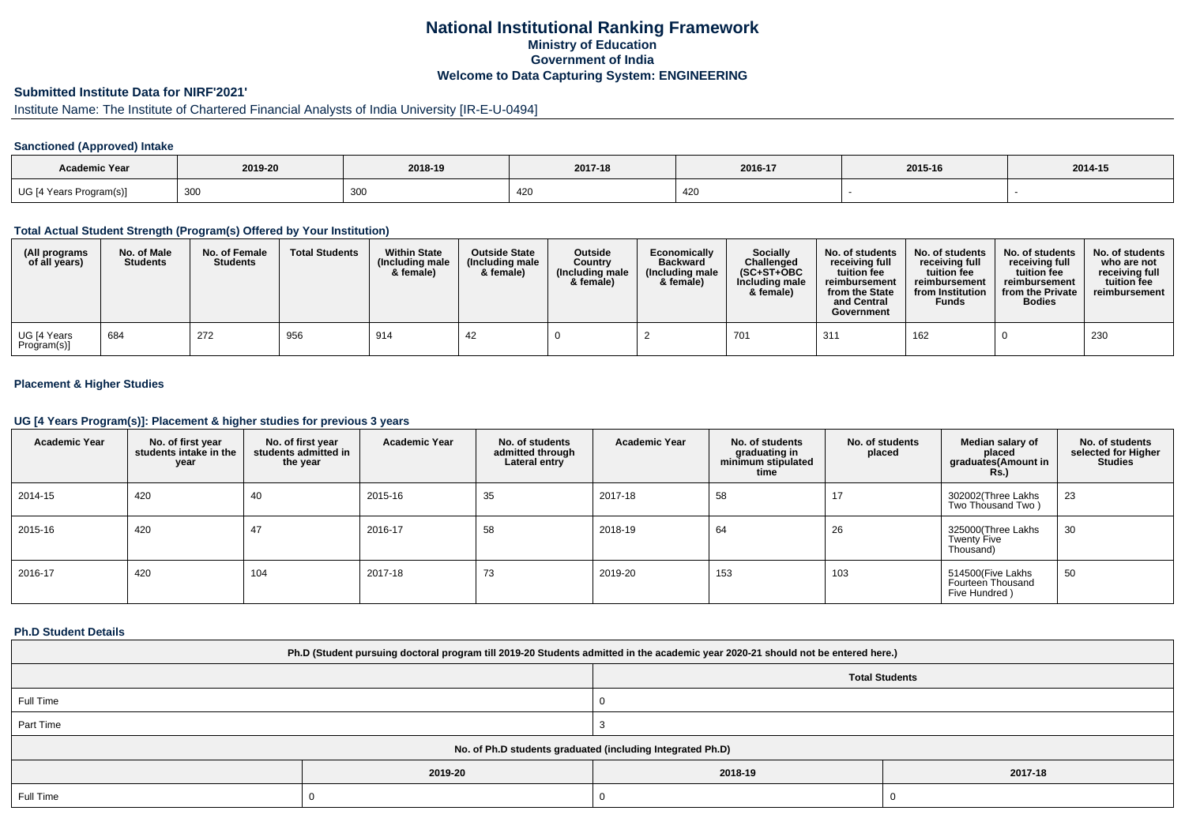# National Institutional Ranking Framework
## Ministry of Education
## Government of India
## Welcome to Data Capturing System: ENGINEERING

### Submitted Institute Data for NIRF'2021'

Institute Name: The Institute of Chartered Financial Analysts of India University [IR-E-U-0494]

#### Sanctioned (Approved) Intake

| Academic Year | 2019-20 | 2018-19 | 2017-18 | 2016-17 | 2015-16 | 2014-15 |
|---|---|---|---|---|---|---|
| UG [4 Years Program(s)] | 300 | 300 | 420 | 420 | - | - |

#### Total Actual Student Strength (Program(s) Offered by Your Institution)

| (All programs of all years) | No. of Male Students | No. of Female Students | Total Students | Within State (Including male & female) | Outside State (Including male & female) | Outside Country (Including male & female) | Economically Backward (Including male & female) | Socially Challenged (SC+ST+OBC Including male & female) | No. of students receiving full tuition fee reimbursement from the State and Central Government | No. of students receiving full tuition fee reimbursement from Institution Funds | No. of students receiving full tuition fee reimbursement from the Private Bodies | No. of students who are not receiving full tuition fee reimbursement |
|---|---|---|---|---|---|---|---|---|---|---|---|---|
| UG [4 Years Program(s)] | 684 | 272 | 956 | 914 | 42 | 0 | 2 | 701 | 311 | 162 | 0 | 230 |

#### Placement & Higher Studies

#### UG [4 Years Program(s)]: Placement & higher studies for previous 3 years

| Academic Year | No. of first year students intake in the year | No. of first year students admitted in the year | Academic Year | No. of students admitted through Lateral entry | Academic Year | No. of students graduating in minimum stipulated time | No. of students placed | Median salary of placed graduates(Amount in Rs.) | No. of students selected for Higher Studies |
|---|---|---|---|---|---|---|---|---|---|
| 2014-15 | 420 | 40 | 2015-16 | 35 | 2017-18 | 58 | 17 | 302002(Three Lakhs Two Thousand Two ) | 23 |
| 2015-16 | 420 | 47 | 2016-17 | 58 | 2018-19 | 64 | 26 | 325000(Three Lakhs Twenty Five Thousand) | 30 |
| 2016-17 | 420 | 104 | 2017-18 | 73 | 2019-20 | 153 | 103 | 514500(Five Lakhs Fourteen Thousand Five Hundred ) | 50 |

#### Ph.D Student Details

| Ph.D (Student pursuing doctoral program till 2019-20 Students admitted in the academic year 2020-21 should not be entered here.) | |
|---|---|
| | Total Students |
| Full Time | 0 |
| Part Time | 3 |

| No. of Ph.D students graduated (including Integrated Ph.D) | | | |
|---|---|---|---|
| | 2019-20 | 2018-19 | 2017-18 |
| Full Time | 0 | 0 | 0 |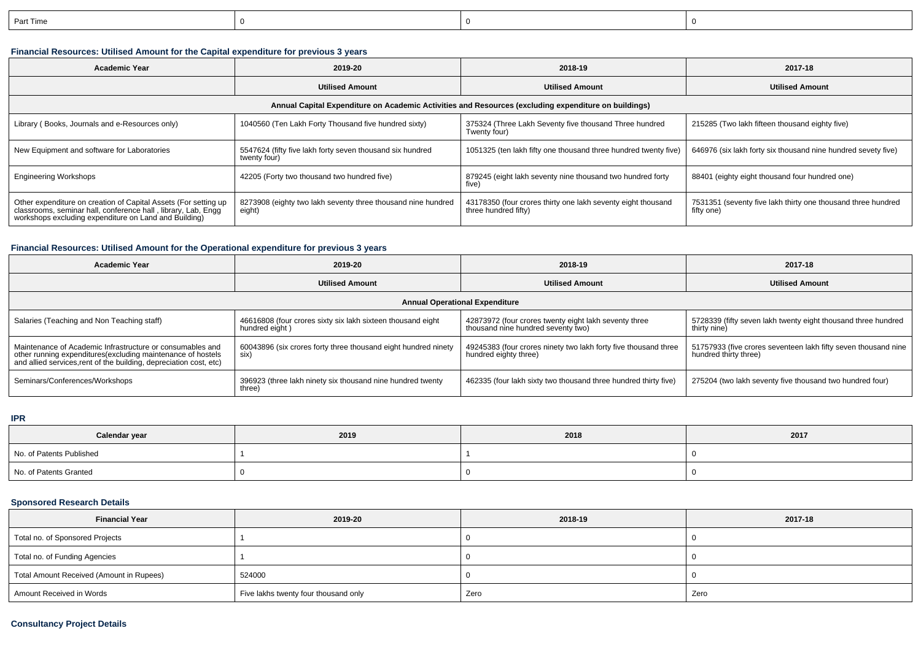| Part Time | 0 | 0 | 0 |
|---|---|---|---|

### Financial Resources: Utilised Amount for the Capital expenditure for previous 3 years

| Academic Year | 2019-20 | 2018-19 | 2017-18 |
|---|---|---|---|
| | Utilised Amount | Utilised Amount | Utilised Amount |
| Annual Capital Expenditure on Academic Activities and Resources (excluding expenditure on buildings) | | | |
| Library ( Books, Journals and e-Resources only) | 1040560 (Ten Lakh Forty Thousand five hundred sixty) | 375324 (Three Lakh Seventy five thousand Three hundred Twenty four) | 215285 (Two lakh fifteen thousand eighty five) |
| New Equipment and software for Laboratories | 5547624 (fifty five lakh forty seven thousand six hundred twenty four) | 1051325 (ten lakh fifty one thousand three hundred twenty five) | 646976 (six lakh forty six thousand nine hundred sevety five) |
| Engineering Workshops | 42205 (Forty two thousand two hundred five) | 879245 (eight lakh seventy nine thousand two hundred forty five) | 88401 (eighty eight thousand four hundred one) |
| Other expenditure on creation of Capital Assets (For setting up classrooms, seminar hall, conference hall , library, Lab, Engg workshops excluding expenditure on Land and Building) | 8273908 (eighty two lakh seventy three thousand nine hundred eight) | 43178350 (four crores thirty one lakh seventy eight thousand three hundred fifty) | 7531351 (seventy five lakh thirty one thousand three hundred fifty one) |

### Financial Resources: Utilised Amount for the Operational expenditure for previous 3 years

| Academic Year | 2019-20 | 2018-19 | 2017-18 |
|---|---|---|---|
| | Utilised Amount | Utilised Amount | Utilised Amount |
| Annual Operational Expenditure | | | |
| Salaries (Teaching and Non Teaching staff) | 46616808 (four crores sixty six lakh sixteen thousand eight hundred eight ) | 42873972 (four crores twenty eight lakh seventy three thousand nine hundred seventy two) | 5728339 (fifty seven lakh twenty eight thousand three hundred thirty nine) |
| Maintenance of Academic Infrastructure or consumables and other running expenditures(excluding maintenance of hostels and allied services,rent of the building, depreciation cost, etc) | 60043896 (six crores forty three thousand eight hundred ninety six) | 49245383 (four crores ninety two lakh forty five thousand three hundred eighty three) | 51757933 (five crores seventeen lakh fifty seven thousand nine hundred thirty three) |
| Seminars/Conferences/Workshops | 396923 (three lakh ninety six thousand nine hundred twenty three) | 462335 (four lakh sixty two thousand three hundred thirty five) | 275204 (two lakh seventy five thousand two hundred four) |

### IPR

| Calendar year | 2019 | 2018 | 2017 |
|---|---|---|---|
| No. of Patents Published | 1 | 1 | 0 |
| No. of Patents Granted | 0 | 0 | 0 |

### Sponsored Research Details

| Financial Year | 2019-20 | 2018-19 | 2017-18 |
|---|---|---|---|
| Total no. of Sponsored Projects | 1 | 0 | 0 |
| Total no. of Funding Agencies | 1 | 0 | 0 |
| Total Amount Received (Amount in Rupees) | 524000 | 0 | 0 |
| Amount Received in Words | Five lakhs twenty four thousand only | Zero | Zero |

### Consultancy Project Details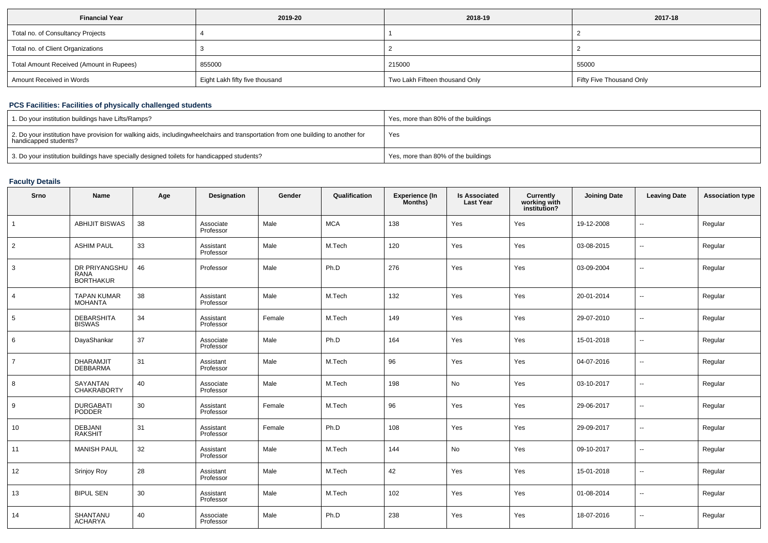| Financial Year | 2019-20 | 2018-19 | 2017-18 |
| --- | --- | --- | --- |
| Total no. of Consultancy Projects | 4 | 1 | 2 |
| Total no. of Client Organizations | 3 | 2 | 2 |
| Total Amount Received (Amount in Rupees) | 855000 | 215000 | 55000 |
| Amount Received in Words | Eight Lakh fifty five thousand | Two Lakh Fifteen thousand Only | Fifty Five Thousand Only |

### PCS Facilities: Facilities of physically challenged students

| | |
| --- | --- |
| 1. Do your institution buildings have Lifts/Ramps? | Yes, more than 80% of the buildings |
| 2. Do your institution have provision for walking aids, includingwheelchairs and transportation from one building to another for handicapped students? | Yes |
| 3. Do your institution buildings have specially designed toilets for handicapped students? | Yes, more than 80% of the buildings |

### Faculty Details

| Srno | Name | Age | Designation | Gender | Qualification | Experience (In Months) | Is Associated Last Year | Currently working with institution? | Joining Date | Leaving Date | Association type |
| --- | --- | --- | --- | --- | --- | --- | --- | --- | --- | --- | --- |
| 1 | ABHIJIT BISWAS | 38 | Associate Professor | Male | MCA | 138 | Yes | Yes | 19-12-2008 | -- | Regular |
| 2 | ASHIM PAUL | 33 | Assistant Professor | Male | M.Tech | 120 | Yes | Yes | 03-08-2015 | -- | Regular |
| 3 | DR PRIYANGSHU RANA BORTHAKUR | 46 | Professor | Male | Ph.D | 276 | Yes | Yes | 03-09-2004 | -- | Regular |
| 4 | TAPAN KUMAR MOHANTA | 38 | Assistant Professor | Male | M.Tech | 132 | Yes | Yes | 20-01-2014 | -- | Regular |
| 5 | DEBARSHITA BISWAS | 34 | Assistant Professor | Female | M.Tech | 149 | Yes | Yes | 29-07-2010 | -- | Regular |
| 6 | DayaShankar | 37 | Associate Professor | Male | Ph.D | 164 | Yes | Yes | 15-01-2018 | -- | Regular |
| 7 | DHARAMJIT DEBBARMA | 31 | Assistant Professor | Male | M.Tech | 96 | Yes | Yes | 04-07-2016 | -- | Regular |
| 8 | SAYANTAN CHAKRABORTY | 40 | Associate Professor | Male | M.Tech | 198 | No | Yes | 03-10-2017 | -- | Regular |
| 9 | DURGABATI PODDER | 30 | Assistant Professor | Female | M.Tech | 96 | Yes | Yes | 29-06-2017 | -- | Regular |
| 10 | DEBJANI RAKSHIT | 31 | Assistant Professor | Female | Ph.D | 108 | Yes | Yes | 29-09-2017 | -- | Regular |
| 11 | MANISH PAUL | 32 | Assistant Professor | Male | M.Tech | 144 | No | Yes | 09-10-2017 | -- | Regular |
| 12 | Srinjoy Roy | 28 | Assistant Professor | Male | M.Tech | 42 | Yes | Yes | 15-01-2018 | -- | Regular |
| 13 | BIPUL SEN | 30 | Assistant Professor | Male | M.Tech | 102 | Yes | Yes | 01-08-2014 | -- | Regular |
| 14 | SHANTANU ACHARYA | 40 | Associate Professor | Male | Ph.D | 238 | Yes | Yes | 18-07-2016 | -- | Regular |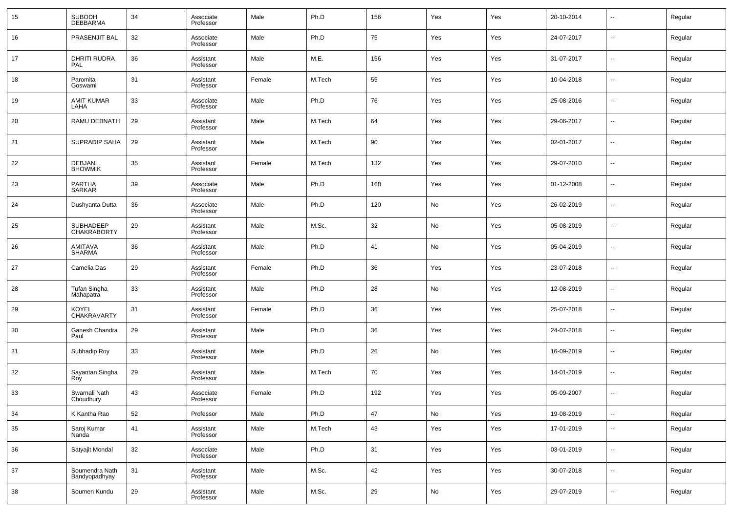| | | | | | | | | | | | |
|---|---|---|---|---|---|---|---|---|---|---|---|
| 15 | SUBODH DEBBARMA | 34 | Associate Professor | Male | Ph.D | 156 | Yes | Yes | 20-10-2014 | -- | Regular |
| 16 | PRASENJIT BAL | 32 | Associate Professor | Male | Ph.D | 75 | Yes | Yes | 24-07-2017 | -- | Regular |
| 17 | DHRITI RUDRA PAL | 36 | Assistant Professor | Male | M.E. | 156 | Yes | Yes | 31-07-2017 | -- | Regular |
| 18 | Paromita Goswami | 31 | Assistant Professor | Female | M.Tech | 55 | Yes | Yes | 10-04-2018 | -- | Regular |
| 19 | AMIT KUMAR LAHA | 33 | Associate Professor | Male | Ph.D | 76 | Yes | Yes | 25-08-2016 | -- | Regular |
| 20 | RAMU DEBNATH | 29 | Assistant Professor | Male | M.Tech | 64 | Yes | Yes | 29-06-2017 | -- | Regular |
| 21 | SUPRADIP SAHA | 29 | Assistant Professor | Male | M.Tech | 90 | Yes | Yes | 02-01-2017 | -- | Regular |
| 22 | DEBJANI BHOWMIK | 35 | Assistant Professor | Female | M.Tech | 132 | Yes | Yes | 29-07-2010 | -- | Regular |
| 23 | PARTHA SARKAR | 39 | Associate Professor | Male | Ph.D | 168 | Yes | Yes | 01-12-2008 | -- | Regular |
| 24 | Dushyanta Dutta | 36 | Associate Professor | Male | Ph.D | 120 | No | Yes | 26-02-2019 | -- | Regular |
| 25 | SUBHADEEP CHAKRABORTY | 29 | Assistant Professor | Male | M.Sc. | 32 | No | Yes | 05-08-2019 | -- | Regular |
| 26 | AMITAVA SHARMA | 36 | Assistant Professor | Male | Ph.D | 41 | No | Yes | 05-04-2019 | -- | Regular |
| 27 | Camelia Das | 29 | Assistant Professor | Female | Ph.D | 36 | Yes | Yes | 23-07-2018 | -- | Regular |
| 28 | Tufan Singha Mahapatra | 33 | Assistant Professor | Male | Ph.D | 28 | No | Yes | 12-08-2019 | -- | Regular |
| 29 | KOYEL CHAKRAVARTY | 31 | Assistant Professor | Female | Ph.D | 36 | Yes | Yes | 25-07-2018 | -- | Regular |
| 30 | Ganesh Chandra Paul | 29 | Assistant Professor | Male | Ph.D | 36 | Yes | Yes | 24-07-2018 | -- | Regular |
| 31 | Subhadip Roy | 33 | Assistant Professor | Male | Ph.D | 26 | No | Yes | 16-09-2019 | -- | Regular |
| 32 | Sayantan Singha Roy | 29 | Assistant Professor | Male | M.Tech | 70 | Yes | Yes | 14-01-2019 | -- | Regular |
| 33 | Swarnali Nath Choudhury | 43 | Associate Professor | Female | Ph.D | 192 | Yes | Yes | 05-09-2007 | -- | Regular |
| 34 | K Kantha Rao | 52 | Professor | Male | Ph.D | 47 | No | Yes | 19-08-2019 | -- | Regular |
| 35 | Saroj Kumar Nanda | 41 | Assistant Professor | Male | M.Tech | 43 | Yes | Yes | 17-01-2019 | -- | Regular |
| 36 | Satyajit Mondal | 32 | Associate Professor | Male | Ph.D | 31 | Yes | Yes | 03-01-2019 | -- | Regular |
| 37 | Soumendra Nath Bandyopadhyay | 31 | Assistant Professor | Male | M.Sc. | 42 | Yes | Yes | 30-07-2018 | -- | Regular |
| 38 | Soumen Kundu | 29 | Assistant Professor | Male | M.Sc. | 29 | No | Yes | 29-07-2019 | -- | Regular |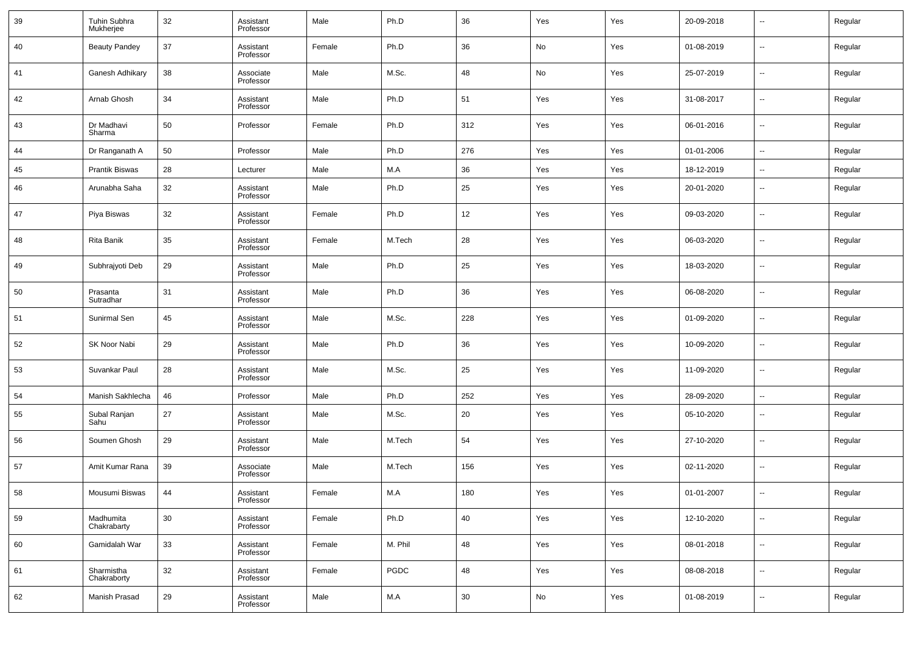| 39 | Tuhin Subhra Mukherjee | 32 | Assistant Professor | Male | Ph.D | 36 | Yes | Yes | 20-09-2018 | -- | Regular |
|---|---|---|---|---|---|---|---|---|---|---|---|
| 40 | Beauty Pandey | 37 | Assistant Professor | Female | Ph.D | 36 | No | Yes | 01-08-2019 | -- | Regular |
| 41 | Ganesh Adhikary | 38 | Associate Professor | Male | M.Sc. | 48 | No | Yes | 25-07-2019 | -- | Regular |
| 42 | Arnab Ghosh | 34 | Assistant Professor | Male | Ph.D | 51 | Yes | Yes | 31-08-2017 | -- | Regular |
| 43 | Dr Madhavi Sharma | 50 | Professor | Female | Ph.D | 312 | Yes | Yes | 06-01-2016 | -- | Regular |
| 44 | Dr Ranganath A | 50 | Professor | Male | Ph.D | 276 | Yes | Yes | 01-01-2006 | -- | Regular |
| 45 | Prantik Biswas | 28 | Lecturer | Male | M.A | 36 | Yes | Yes | 18-12-2019 | -- | Regular |
| 46 | Arunabha Saha | 32 | Assistant Professor | Male | Ph.D | 25 | Yes | Yes | 20-01-2020 | -- | Regular |
| 47 | Piya Biswas | 32 | Assistant Professor | Female | Ph.D | 12 | Yes | Yes | 09-03-2020 | -- | Regular |
| 48 | Rita Banik | 35 | Assistant Professor | Female | M.Tech | 28 | Yes | Yes | 06-03-2020 | -- | Regular |
| 49 | Subhrajyoti Deb | 29 | Assistant Professor | Male | Ph.D | 25 | Yes | Yes | 18-03-2020 | -- | Regular |
| 50 | Prasanta Sutradhar | 31 | Assistant Professor | Male | Ph.D | 36 | Yes | Yes | 06-08-2020 | -- | Regular |
| 51 | Sunirmal Sen | 45 | Assistant Professor | Male | M.Sc. | 228 | Yes | Yes | 01-09-2020 | -- | Regular |
| 52 | SK Noor Nabi | 29 | Assistant Professor | Male | Ph.D | 36 | Yes | Yes | 10-09-2020 | -- | Regular |
| 53 | Suvankar Paul | 28 | Assistant Professor | Male | M.Sc. | 25 | Yes | Yes | 11-09-2020 | -- | Regular |
| 54 | Manish Sakhlecha | 46 | Professor | Male | Ph.D | 252 | Yes | Yes | 28-09-2020 | -- | Regular |
| 55 | Subal Ranjan Sahu | 27 | Assistant Professor | Male | M.Sc. | 20 | Yes | Yes | 05-10-2020 | -- | Regular |
| 56 | Soumen Ghosh | 29 | Assistant Professor | Male | M.Tech | 54 | Yes | Yes | 27-10-2020 | -- | Regular |
| 57 | Amit Kumar Rana | 39 | Associate Professor | Male | M.Tech | 156 | Yes | Yes | 02-11-2020 | -- | Regular |
| 58 | Mousumi Biswas | 44 | Assistant Professor | Female | M.A | 180 | Yes | Yes | 01-01-2007 | -- | Regular |
| 59 | Madhumita Chakrabarty | 30 | Assistant Professor | Female | Ph.D | 40 | Yes | Yes | 12-10-2020 | -- | Regular |
| 60 | Gamidalah War | 33 | Assistant Professor | Female | M. Phil | 48 | Yes | Yes | 08-01-2018 | -- | Regular |
| 61 | Sharmistha Chakraborty | 32 | Assistant Professor | Female | PGDC | 48 | Yes | Yes | 08-08-2018 | -- | Regular |
| 62 | Manish Prasad | 29 | Assistant Professor | Male | M.A | 30 | No | Yes | 01-08-2019 | -- | Regular |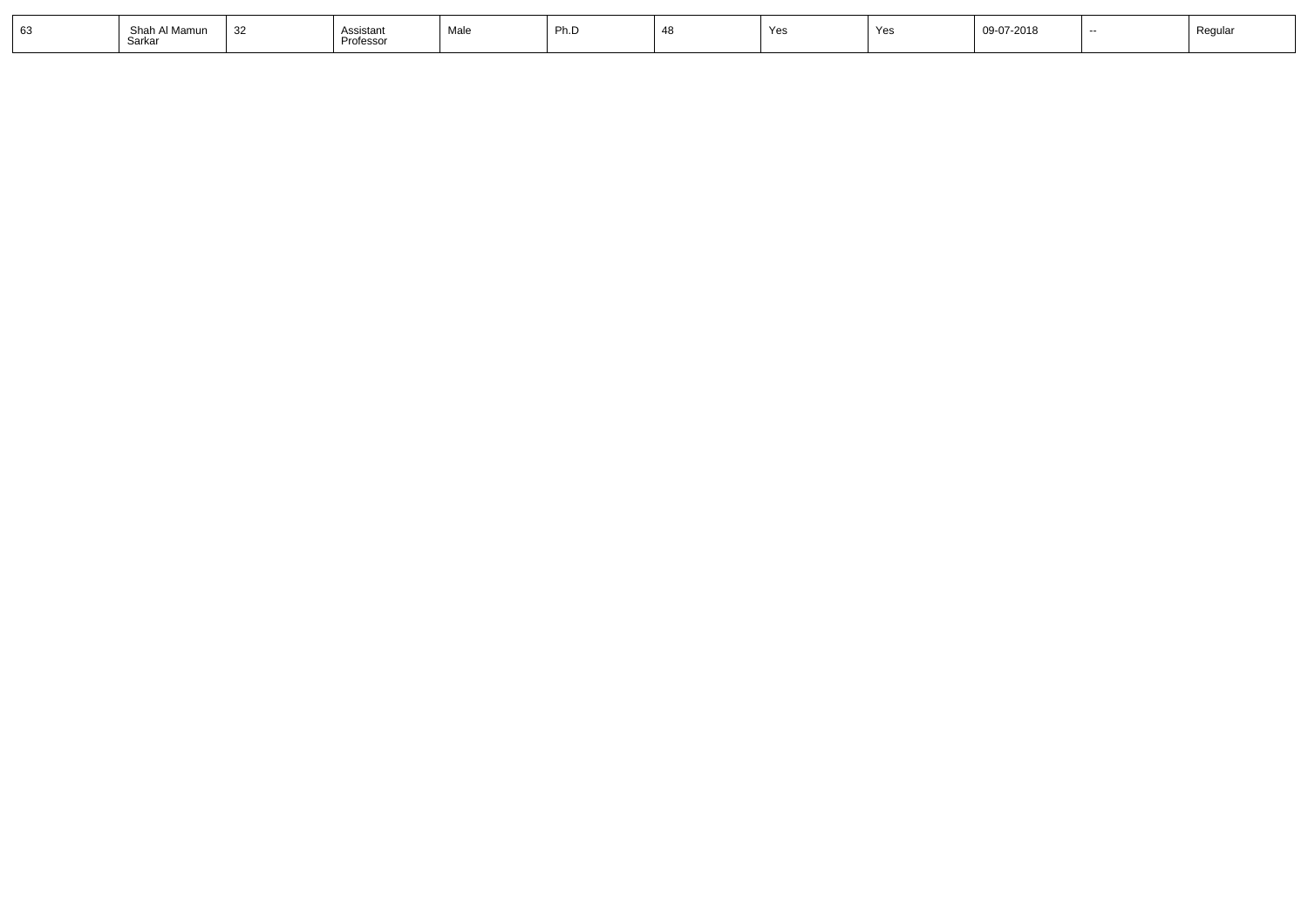| | | | | | | | | | | | |
|---|---|---|---|---|---|---|---|---|---|---|---|
| 63 | Shah Al Mamun Sarkar | 32 | Assistant Professor | Male | Ph.D | 48 | Yes | Yes | 09-07-2018 | -- | Regular |